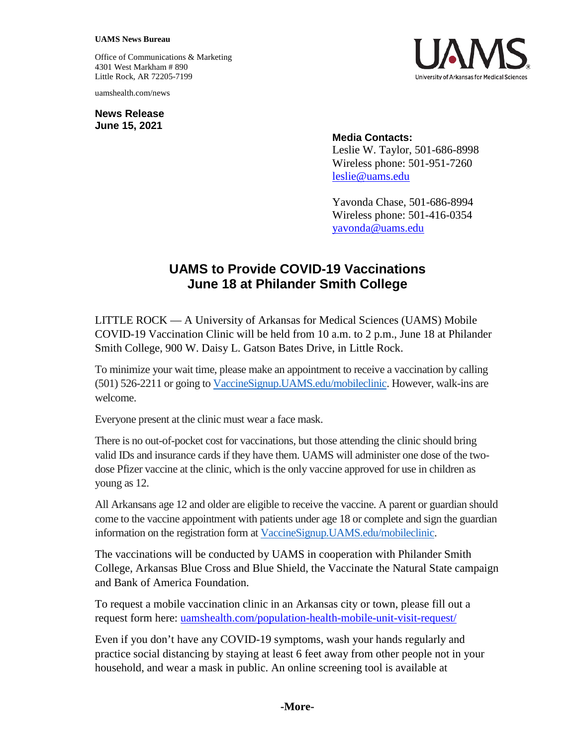**UAMS News Bureau**

Office of Communications & Marketing
4301 West Markham # 890
Little Rock, AR 72205-7199

uamshealth.com/news

**News Release**
**June 15, 2021**

**Media Contacts:**
Leslie W. Taylor, 501-686-8998
Wireless phone: 501-951-7260
leslie@uams.edu

Yavonda Chase, 501-686-8994
Wireless phone: 501-416-0354
yavonda@uams.edu

# UAMS to Provide COVID-19 Vaccinations June 18 at Philander Smith College

LITTLE ROCK — A University of Arkansas for Medical Sciences (UAMS) Mobile COVID-19 Vaccination Clinic will be held from 10 a.m. to 2 p.m., June 18 at Philander Smith College, 900 W. Daisy L. Gatson Bates Drive, in Little Rock.

To minimize your wait time, please make an appointment to receive a vaccination by calling (501) 526-2211 or going to VaccineSignup.UAMS.edu/mobileclinic. However, walk-ins are welcome.

Everyone present at the clinic must wear a face mask.

There is no out-of-pocket cost for vaccinations, but those attending the clinic should bring valid IDs and insurance cards if they have them. UAMS will administer one dose of the two-dose Pfizer vaccine at the clinic, which is the only vaccine approved for use in children as young as 12.

All Arkansans age 12 and older are eligible to receive the vaccine. A parent or guardian should come to the vaccine appointment with patients under age 18 or complete and sign the guardian information on the registration form at VaccineSignup.UAMS.edu/mobileclinic.

The vaccinations will be conducted by UAMS in cooperation with Philander Smith College, Arkansas Blue Cross and Blue Shield, the Vaccinate the Natural State campaign and Bank of America Foundation.

To request a mobile vaccination clinic in an Arkansas city or town, please fill out a request form here: uamshealth.com/population-health-mobile-unit-visit-request/

Even if you don't have any COVID-19 symptoms, wash your hands regularly and practice social distancing by staying at least 6 feet away from other people not in your household, and wear a mask in public. An online screening tool is available at

-More-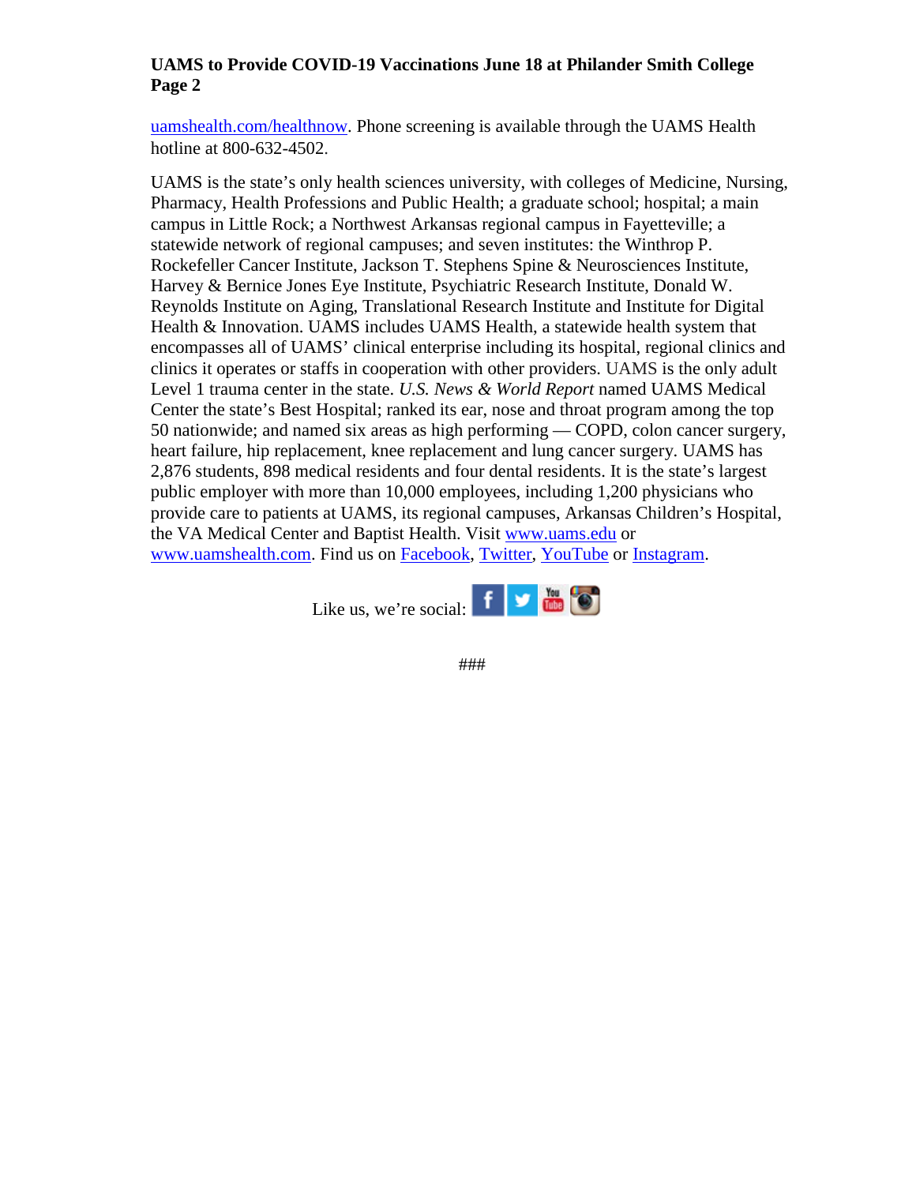uamshealth.com/healthnow. Phone screening is available through the UAMS Health hotline at 800-632-4502.

UAMS is the state's only health sciences university, with colleges of Medicine, Nursing, Pharmacy, Health Professions and Public Health; a graduate school; hospital; a main campus in Little Rock; a Northwest Arkansas regional campus in Fayetteville; a statewide network of regional campuses; and seven institutes: the Winthrop P. Rockefeller Cancer Institute, Jackson T. Stephens Spine & Neurosciences Institute, Harvey & Bernice Jones Eye Institute, Psychiatric Research Institute, Donald W. Reynolds Institute on Aging, Translational Research Institute and Institute for Digital Health & Innovation. UAMS includes UAMS Health, a statewide health system that encompasses all of UAMS' clinical enterprise including its hospital, regional clinics and clinics it operates or staffs in cooperation with other providers. UAMS is the only adult Level 1 trauma center in the state. *U.S. News & World Report* named UAMS Medical Center the state's Best Hospital; ranked its ear, nose and throat program among the top 50 nationwide; and named six areas as high performing — COPD, colon cancer surgery, heart failure, hip replacement, knee replacement and lung cancer surgery. UAMS has 2,876 students, 898 medical residents and four dental residents. It is the state's largest public employer with more than 10,000 employees, including 1,200 physicians who provide care to patients at UAMS, its regional campuses, Arkansas Children's Hospital, the VA Medical Center and Baptist Health. Visit www.uams.edu or www.uamshealth.com. Find us on Facebook, Twitter, YouTube or Instagram.

Like us, we're social:

###